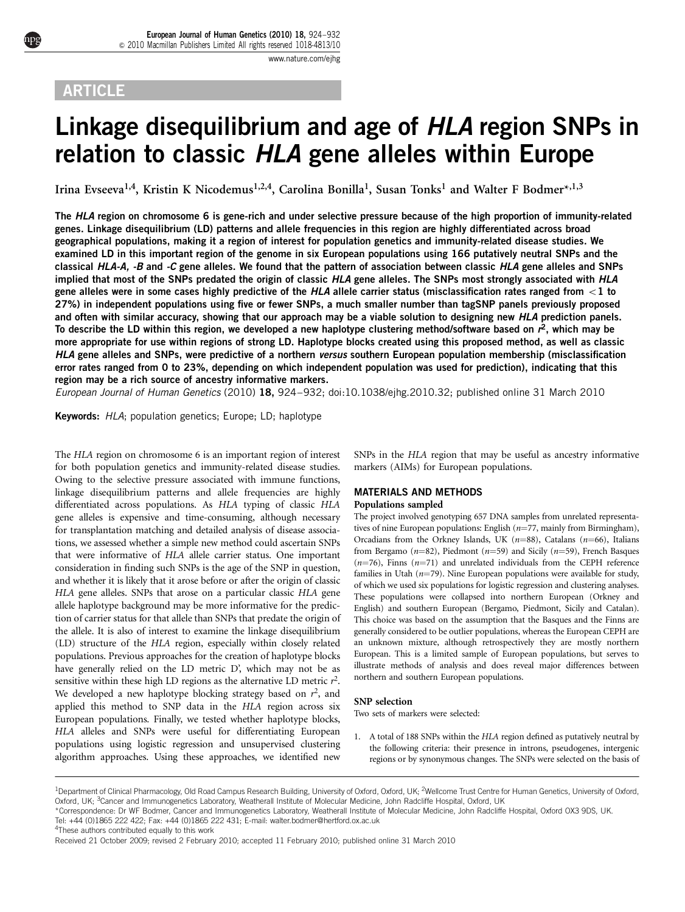ARTICLE

# Linkage disequilibrium and age of *HLA* region SNPs in relation to classic *HLA* gene alleles within Europe

Irina Evseeva[1,4], Kristin K Nicodemus[1,2,4], Carolina Bonilla[1], Susan Tonks[1] and Walter F Bodmer*[,1,3]

**The *HLA* region on chromosome 6 is gene-rich and under selective pressure because of the high proportion of immunity-related genes. Linkage disequilibrium (LD) patterns and allele frequencies in this region are highly differentiated across broad geographical populations, making it a region of interest for population genetics and immunity-related disease studies. We examined LD in this important region of the genome in six European populations using 166 putatively neutral SNPs and the classical *HLA-A, -B* and *-C* gene alleles. We found that the pattern of association between classic *HLA* gene alleles and SNPs implied that most of the SNPs predated the origin of classic *HLA* gene alleles. The SNPs most strongly associated with *HLA* gene alleles were in some cases highly predictive of the *HLA* allele carrier status (misclassification rates ranged from <1 to 27%) in independent populations using five or fewer SNPs, a much smaller number than tagSNP panels previously proposed and often with similar accuracy, showing that our approach may be a viable solution to designing new *HLA* prediction panels. To describe the LD within this region, we developed a new haplotype clustering method/software based on $r^2$, which may be more appropriate for use within regions of strong LD. Haplotype blocks created using this proposed method, as well as classic *HLA* gene alleles and SNPs, were predictive of a northern *versus* southern European population membership (misclassification error rates ranged from 0 to 23%, depending on which independent population was used for prediction), indicating that this region may be a rich source of ancestry informative markers.**

*European Journal of Human Genetics* (2010) **18,** 924–932; doi:10.1038/ejhg.2010.32; published online 31 March 2010

**Keywords:** *HLA*; population genetics; Europe; LD; haplotype

The *HLA* region on chromosome 6 is an important region of interest for both population genetics and immunity-related disease studies. Owing to the selective pressure associated with immune functions, linkage disequilibrium patterns and allele frequencies are highly differentiated across populations. As *HLA* typing of classic *HLA* gene alleles is expensive and time-consuming, although necessary for transplantation matching and detailed analysis of disease associations, we assessed whether a simple new method could ascertain SNPs that were informative of *HLA* allele carrier status. One important consideration in finding such SNPs is the age of the SNP in question, and whether it is likely that it arose before or after the origin of classic *HLA* gene alleles. SNPs that arose on a particular classic *HLA* gene allele haplotype background may be more informative for the prediction of carrier status for that allele than SNPs that predate the origin of the allele. It is also of interest to examine the linkage disequilibrium (LD) structure of the *HLA* region, especially within closely related populations. Previous approaches for the creation of haplotype blocks have generally relied on the LD metric D', which may not be as sensitive within these high LD regions as the alternative LD metric $r^2$. We developed a new haplotype blocking strategy based on $r^2$, and applied this method to SNP data in the *HLA* region across six European populations. Finally, we tested whether haplotype blocks, *HLA* alleles and SNPs were useful for differentiating European populations using logistic regression and unsupervised clustering algorithm approaches. Using these approaches, we identified new SNPs in the *HLA* region that may be useful as ancestry informative markers (AIMs) for European populations.

## MATERIALS AND METHODS

### Populations sampled

The project involved genotyping 657 DNA samples from unrelated representatives of nine European populations: English ($n$=77, mainly from Birmingham), Orcadians from the Orkney Islands, UK ($n$=88), Catalans ($n$=66), Italians from Bergamo ($n$=82), Piedmont ($n$=59) and Sicily ($n$=59), French Basques ($n$=76), Finns ($n$=71) and unrelated individuals from the CEPH reference families in Utah ($n$=79). Nine European populations were available for study, of which we used six populations for logistic regression and clustering analyses. These populations were collapsed into northern European (Orkney and English) and southern European (Bergamo, Piedmont, Sicily and Catalan). This choice was based on the assumption that the Basques and the Finns are generally considered to be outlier populations, whereas the European CEPH are an unknown mixture, although retrospectively they are mostly northern European. This is a limited sample of European populations, but serves to illustrate methods of analysis and does reveal major differences between northern and southern European populations.

### SNP selection

Two sets of markers were selected:

1. A total of 188 SNPs within the *HLA* region defined as putatively neutral by the following criteria: their presence in introns, pseudogenes, intergenic regions or by synonymous changes. The SNPs were selected on the basis of

---

[1]Department of Clinical Pharmacology, Old Road Campus Research Building, University of Oxford, Oxford, UK; [2]Wellcome Trust Centre for Human Genetics, University of Oxford, Oxford, UK; [3]Cancer and Immunogenetics Laboratory, Weatherall Institute of Molecular Medicine, John Radcliffe Hospital, Oxford, UK

*Correspondence: Dr WF Bodmer, Cancer and Immunogenetics Laboratory, Weatherall Institute of Molecular Medicine, John Radcliffe Hospital, Oxford OX3 9DS, UK. Tel: +44 (0)1865 222 422; Fax: +44 (0)1865 222 431; E-mail: walter.bodmer@hertford.ox.ac.uk

[4]These authors contributed equally to this work

Received 21 October 2009; revised 2 February 2010; accepted 11 February 2010; published online 31 March 2010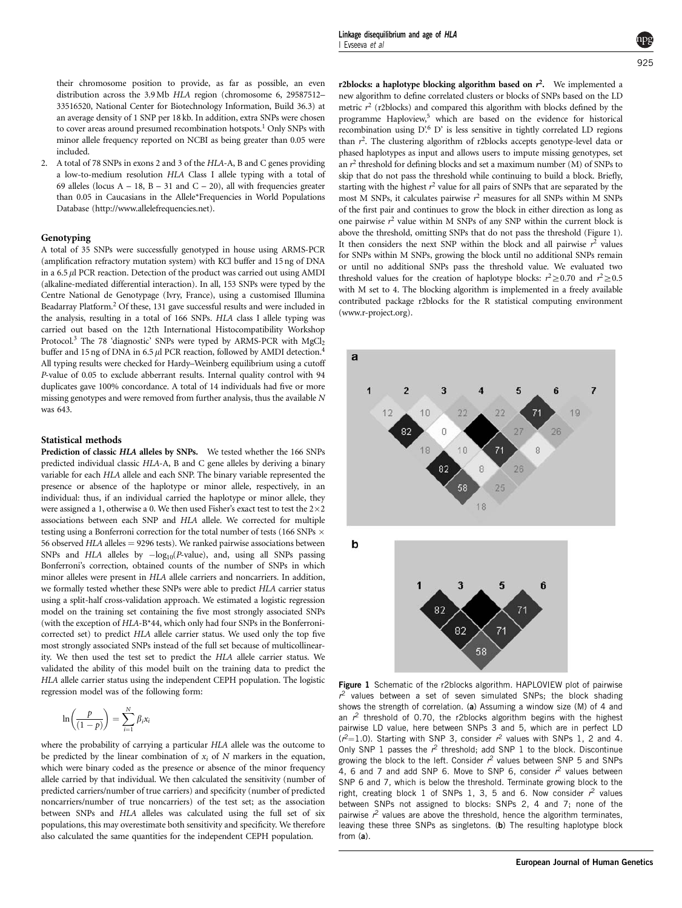their chromosome position to provide, as far as possible, an even distribution across the 3.9 Mb *HLA* region (chromosome 6, 29587512–33516520, National Center for Biotechnology Information, Build 36.3) at an average density of 1 SNP per 18 kb. In addition, extra SNPs were chosen to cover areas around presumed recombination hotspots.[1] Only SNPs with minor allele frequency reported on NCBI as being greater than 0.05 were included.

2. A total of 78 SNPs in exons 2 and 3 of the *HLA*-A, B and C genes providing a low-to-medium resolution *HLA* Class I allele typing with a total of 69 alleles (locus A – 18, B – 31 and C – 20), all with frequencies greater than 0.05 in Caucasians in the Allele*Frequencies in World Populations Database (http://www.allelefrequencies.net).

### Genotyping

A total of 35 SNPs were successfully genotyped in house using ARMS-PCR (amplification refractory mutation system) with KCl buffer and 15 ng of DNA in a 6.5 $\mu$l PCR reaction. Detection of the product was carried out using AMDI (alkaline-mediated differential interaction). In all, 153 SNPs were typed by the Centre National de Genotypage (Ivry, France), using a customised Illumina Beadarray Platform.[2] Of these, 131 gave successful results and were included in the analysis, resulting in a total of 166 SNPs. *HLA* class I allele typing was carried out based on the 12th International Histocompatibility Workshop Protocol.[3] The 78 'diagnostic' SNPs were typed by ARMS-PCR with $MgCl_2$ buffer and 15 ng of DNA in 6.5 $\mu$l PCR reaction, followed by AMDI detection.[4] All typing results were checked for Hardy–Weinberg equilibrium using a cutoff *P*-value of 0.05 to exclude aberrant results. Internal quality control with 94 duplicates gave 100% concordance. A total of 14 individuals had five or more missing genotypes and were removed from further analysis, thus the available *N* was 643.

### Statistical methods

**Prediction of classic *HLA* alleles by SNPs.** We tested whether the 166 SNPs predicted individual classic *HLA*-A, B and C gene alleles by deriving a binary variable for each *HLA* allele and each SNP. The binary variable represented the presence or absence of the haplotype or minor allele, respectively, in an individual: thus, if an individual carried the haplotype or minor allele, they were assigned a 1, otherwise a 0. We then used Fisher's exact test to test the 2×2 associations between each SNP and *HLA* allele. We corrected for multiple testing using a Bonferroni correction for the total number of tests (166 SNPs × 56 observed *HLA* alleles = 9296 tests). We ranked pairwise associations between SNPs and *HLA* alleles by $-\log_{10}$(*P*-value), and, using all SNPs passing Bonferroni's correction, obtained counts of the number of SNPs in which minor alleles were present in *HLA* allele carriers and noncarriers. In addition, we formally tested whether these SNPs were able to predict *HLA* carrier status using a split-half cross-validation approach. We estimated a logistic regression model on the training set containing the five most strongly associated SNPs (with the exception of *HLA*-B*44, which only had four SNPs in the Bonferroni-corrected set) to predict *HLA* allele carrier status. We used only the top five most strongly associated SNPs instead of the full set because of multicollinearity. We then used the test set to predict the *HLA* allele carrier status. We validated the ability of this model built on the training data to predict the *HLA* allele carrier status using the independent CEPH population. The logistic regression model was of the following form:

$$\ln\left(\frac{p}{(1-p)}\right) = \sum_{i=1}^{N} \beta_i x_i$$

where the probability of carrying a particular *HLA* allele was the outcome to be predicted by the linear combination of $x_i$ of *N* markers in the equation, which were binary coded as the presence or absence of the minor frequency allele carried by that individual. We then calculated the sensitivity (number of predicted carriers/number of true carriers) and specificity (number of predicted noncarriers/number of true noncarriers) of the test set; as the association between SNPs and *HLA* alleles was calculated using the full set of six populations, this may overestimate both sensitivity and specificity. We therefore also calculated the same quantities for the independent CEPH population.

**r2blocks: a haplotype blocking algorithm based on $r^2$.** We implemented a new algorithm to define correlated clusters or blocks of SNPs based on the LD metric $r^2$ (r2blocks) and compared this algorithm with blocks defined by the programme Haploview,[5] which are based on the evidence for historical recombination using D'.[6] D' is less sensitive in tightly correlated LD regions than $r^2$. The clustering algorithm of r2blocks accepts genotype-level data or phased haplotypes as input and allows users to impute missing genotypes, set an $r^2$ threshold for defining blocks and set a maximum number (M) of SNPs to skip that do not pass the threshold while continuing to build a block. Briefly, starting with the highest $r^2$ value for all pairs of SNPs that are separated by the most M SNPs, it calculates pairwise $r^2$ measures for all SNPs within M SNPs of the first pair and continues to grow the block in either direction as long as one pairwise $r^2$ value within M SNPs of any SNP within the current block is above the threshold, omitting SNPs that do not pass the threshold (Figure 1). It then considers the next SNP within the block and all pairwise $r^2$ values for SNPs within M SNPs, growing the block until no additional SNPs remain or until no additional SNPs pass the threshold value. We evaluated two threshold values for the creation of haplotype blocks: $r^2 \geq 0.70$ and $r^2 \geq 0.5$ with M set to 4. The blocking algorithm is implemented in a freely available contributed package r2blocks for the R statistical computing environment (www.r-project.org).

**Figure 1** Schematic of the r2blocks algorithm. HAPLOVIEW plot of pairwise $r^2$ values between a set of seven simulated SNPs; the block shading shows the strength of correlation. (**a**) Assuming a window size (M) of 4 and an $r^2$ threshold of 0.70, the r2blocks algorithm begins with the highest pairwise LD value, here between SNPs 3 and 5, which are in perfect LD ($r^2$=1.0). Starting with SNP 3, consider $r^2$ values with SNPs 1, 2 and 4. Only SNP 1 passes the $r^2$ threshold; add SNP 1 to the block. Discontinue growing the block to the left. Consider $r^2$ values between SNP 5 and SNPs 4, 6 and 7 and add SNP 6. Move to SNP 6, consider $r^2$ values between SNP 6 and 7, which is below the threshold. Terminate growing block to the right, creating block 1 of SNPs 1, 3, 5 and 6. Now consider $r^2$ values between SNPs not assigned to blocks: SNPs 2, 4 and 7; none of the pairwise $r^2$ values are above the threshold, hence the algorithm terminates, leaving these three SNPs as singletons. (**b**) The resulting haplotype block from (**a**).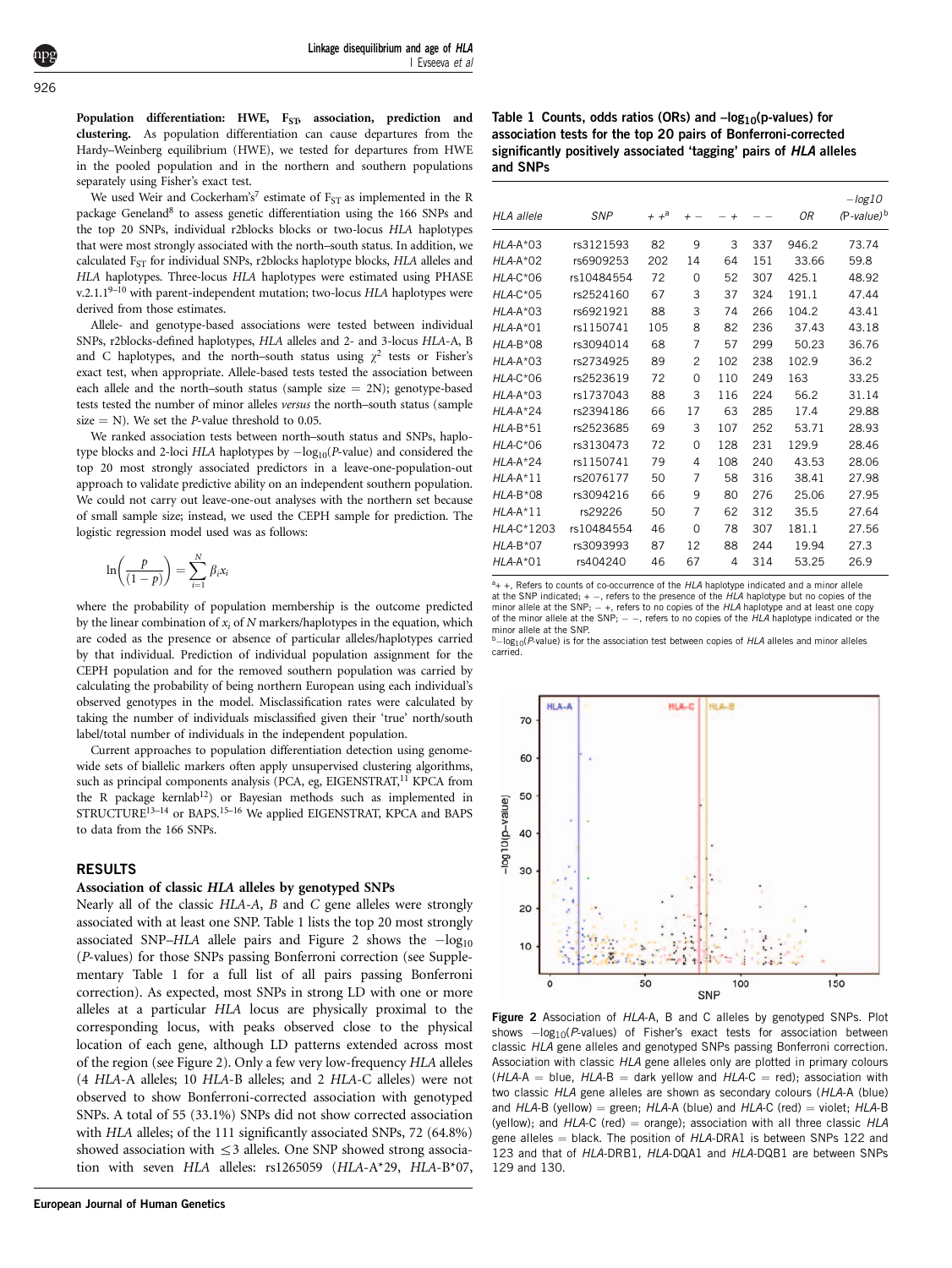**Population differentiation: HWE, $F_{ST}$, association, prediction and clustering.** As population differentiation can cause departures from the Hardy–Weinberg equilibrium (HWE), we tested for departures from HWE in the pooled population and in the northern and southern populations separately using Fisher's exact test.

We used Weir and Cockerham's[7] estimate of $F_{ST}$ as implemented in the R package Geneland[8] to assess genetic differentiation using the 166 SNPs and the top 20 SNPs, individual r2blocks blocks or two-locus *HLA* haplotypes that were most strongly associated with the north–south status. In addition, we calculated $F_{ST}$ for individual SNPs, r2blocks haplotype blocks, *HLA* alleles and *HLA* haplotypes. Three-locus *HLA* haplotypes were estimated using PHASE v.2.1.1[9–10] with parent-independent mutation; two-locus *HLA* haplotypes were derived from those estimates.

Allele- and genotype-based associations were tested between individual SNPs, r2blocks-defined haplotypes, *HLA* alleles and 2- and 3-locus *HLA*-A, B and C haplotypes, and the north–south status using $\chi^2$ tests or Fisher's exact test, when appropriate. Allele-based tests tested the association between each allele and the north–south status (sample size = 2N); genotype-based tests tested the number of minor alleles *versus* the north–south status (sample size = N). We set the *P*-value threshold to 0.05.

We ranked association tests between north–south status and SNPs, haplotype blocks and 2-loci *HLA* haplotypes by $-\log_{10}$(*P*-value) and considered the top 20 most strongly associated predictors in a leave-one-population-out approach to validate predictive ability on an independent southern population. We could not carry out leave-one-out analyses with the northern set because of small sample size; instead, we used the CEPH sample for prediction. The logistic regression model used was as follows:

$$\ln\left(\frac{p}{(1-p)}\right) = \sum_{i=1}^{N} \beta_i x_i$$

where the probability of population membership is the outcome predicted by the linear combination of $x_i$ of $N$ markers/haplotypes in the equation, which are coded as the presence or absence of particular alleles/haplotypes carried by that individual. Prediction of individual population assignment for the CEPH population and for the removed southern population was carried out by calculating the probability of being northern European using each individual's observed genotypes in the model. Misclassification rates were calculated by taking the number of individuals misclassified given their 'true' north/south label/total number of individuals in the independent population.

Current approaches to population differentiation detection using genome-wide sets of biallelic markers often apply unsupervised clustering algorithms, such as principal components analysis (PCA, eg, EIGENSTRAT,[11] KPCA from the R package kernlab[12]) or Bayesian methods such as implemented in STRUCTURE[13–14] or BAPS.[15–16] We applied EIGENSTRAT, KPCA and BAPS to data from the 166 SNPs.

## RESULTS

### Association of classic *HLA* alleles by genotyped SNPs

Nearly all of the classic *HLA-A*, *B* and *C* gene alleles were strongly associated with at least one SNP. Table 1 lists the top 20 most strongly associated SNP–*HLA* allele pairs and Figure 2 shows the $-\log_{10}$ (*P*-values) for those SNPs passing Bonferroni correction (see Supplementary Table 1 for a full list of all pairs passing Bonferroni correction). As expected, most SNPs in strong LD with one or more alleles at a particular *HLA* locus are physically proximal to the corresponding locus, with peaks observed close to the physical location of each gene, although LD patterns extended across most of the region (see Figure 2). Only a few very low-frequency *HLA* alleles (4 *HLA*-A alleles; 10 *HLA*-B alleles; and 2 *HLA*-C alleles) were not observed to show Bonferroni-corrected association with genotyped SNPs. A total of 55 (33.1%) SNPs did not show corrected association with *HLA* alleles; of the 111 significantly associated SNPs, 72 (64.8%) showed association with ≤3 alleles. One SNP showed strong association with seven *HLA* alleles: rs1265059 (*HLA*-A*29, *HLA*-B*07,

**Table 1** Counts, odds ratios (ORs) and $-\log_{10}$(p-values) for association tests for the top 20 pairs of Bonferroni-corrected significantly positively associated 'tagging' pairs of *HLA* alleles and SNPs

| *HLA allele* | *SNP* | + +[a] | + − | − + | − − | *OR* | $-log10$ (*P-value*)[b] |
|---|---|---|---|---|---|---|---|
| *HLA*-A*03 | rs3121593 | 82 | 9 | 3 | 337 | 946.2 | 73.74 |
| *HLA*-A*02 | rs6909253 | 202 | 14 | 64 | 151 | 33.66 | 59.8 |
| *HLA*-C*06 | rs10484554 | 72 | 0 | 52 | 307 | 425.1 | 48.92 |
| *HLA*-C*05 | rs2524160 | 67 | 3 | 37 | 324 | 191.1 | 47.44 |
| *HLA*-A*03 | rs6921921 | 88 | 3 | 74 | 266 | 104.2 | 43.41 |
| *HLA*-A*01 | rs1150741 | 105 | 8 | 82 | 236 | 37.43 | 43.18 |
| *HLA*-B*08 | rs3094014 | 68 | 7 | 57 | 299 | 50.23 | 36.76 |
| *HLA*-A*03 | rs2734925 | 89 | 2 | 102 | 238 | 102.9 | 36.2 |
| *HLA*-C*06 | rs2523619 | 72 | 0 | 110 | 249 | 163 | 33.25 |
| *HLA*-A*03 | rs1737043 | 88 | 3 | 116 | 224 | 56.2 | 31.14 |
| *HLA*-A*24 | rs2394186 | 66 | 17 | 63 | 285 | 17.4 | 29.88 |
| *HLA*-B*51 | rs2523685 | 69 | 3 | 107 | 252 | 53.71 | 28.93 |
| *HLA*-C*06 | rs3130473 | 72 | 0 | 128 | 231 | 129.9 | 28.46 |
| *HLA*-A*24 | rs1150741 | 79 | 4 | 108 | 240 | 43.53 | 28.06 |
| *HLA*-A*11 | rs2076177 | 50 | 7 | 58 | 316 | 38.41 | 27.98 |
| *HLA*-B*08 | rs3094216 | 66 | 9 | 80 | 276 | 25.06 | 27.95 |
| *HLA*-A*11 | rs29226 | 50 | 7 | 62 | 312 | 35.5 | 27.64 |
| *HLA*-C*1203 | rs10484554 | 46 | 0 | 78 | 307 | 181.1 | 27.56 |
| *HLA*-B*07 | rs3093993 | 87 | 12 | 88 | 244 | 19.94 | 27.3 |
| *HLA*-A*01 | rs404240 | 46 | 67 | 4 | 314 | 53.25 | 26.9 |

[a]+ +, Refers to counts of co-occurrence of the *HLA* haplotype indicated and a minor allele at the SNP indicated; + −, refers to the presence of the *HLA* haplotype but no copies of the minor allele at the SNP; − +, refers to no copies of the *HLA* haplotype and at least one copy of the minor allele at the SNP; − −, refers to no copies of the *HLA* haplotype indicated or the minor allele at the SNP.
[b]$-\log_{10}$(*P*-value) is for the association test between copies of *HLA* alleles and minor alleles carried.

**Figure 2** Association of *HLA*-A, B and C alleles by genotyped SNPs. Plot shows $-\log_{10}$(*P*-values) of Fisher's exact tests for association between classic *HLA* gene alleles and genotyped SNPs passing Bonferroni correction. Association with classic *HLA* gene alleles only are plotted in primary colours (*HLA*-A = blue, *HLA*-B = dark yellow and *HLA*-C = red); association with two classic *HLA* gene alleles are shown as secondary colours (*HLA*-A (blue) and *HLA*-B (yellow) = green; *HLA*-A (blue) and *HLA*-C (red) = violet; *HLA*-B (yellow); and *HLA*-C (red) = orange); association with all three classic *HLA* gene alleles = black. The position of *HLA*-DRA1 is between SNPs 122 and 123 and that of *HLA*-DRB1, *HLA*-DQA1 and *HLA*-DQB1 are between SNPs 129 and 130.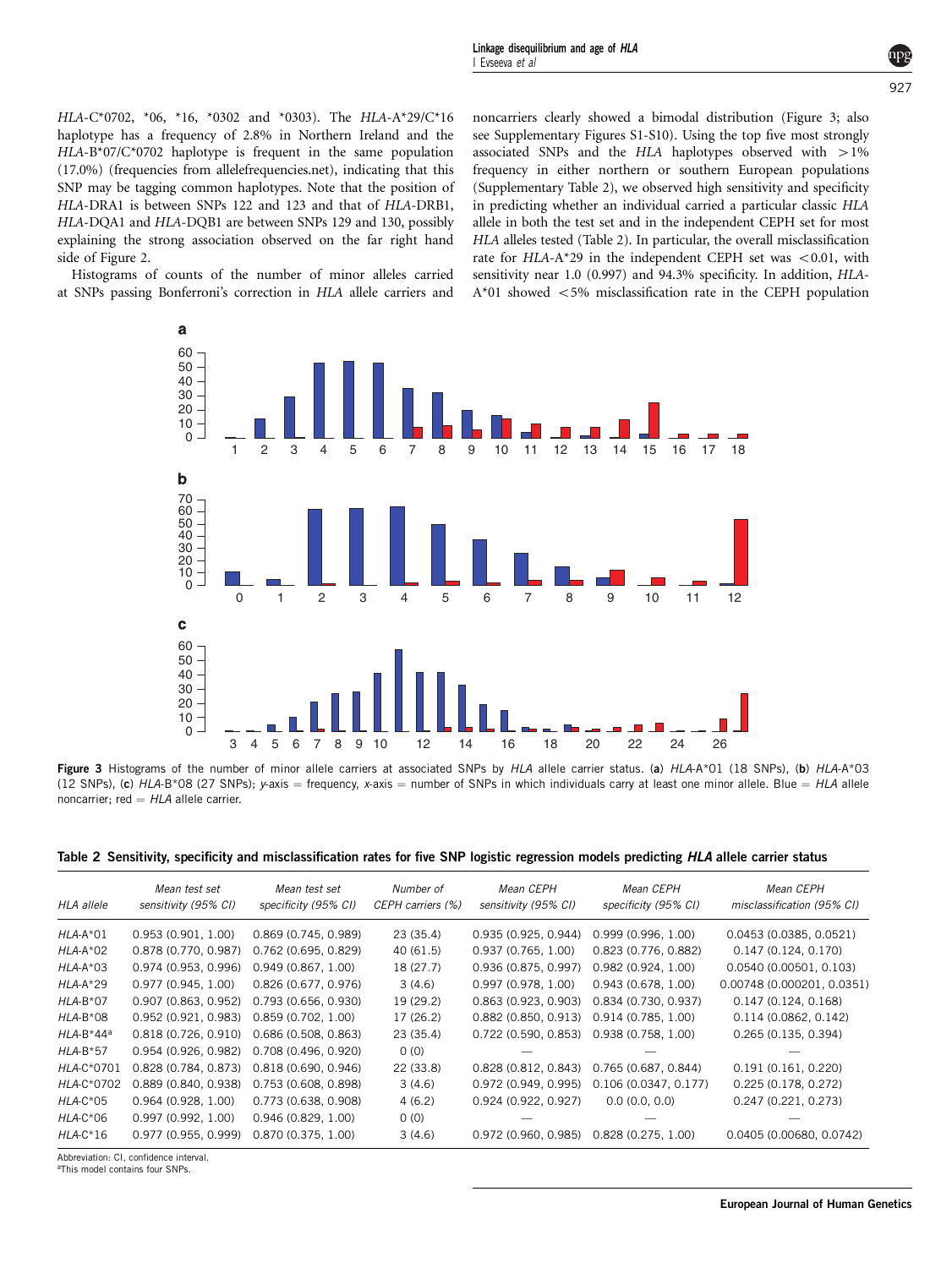*HLA*-C*0702, *06, *16, *0302 and *0303). The *HLA*-A*29/C*16 haplotype has a frequency of 2.8% in Northern Ireland and the *HLA*-B*07/C*0702 haplotype is frequent in the same population (17.0%) (frequencies from allelefrequencies.net), indicating that this SNP may be tagging common haplotypes. Note that the position of *HLA*-DRA1 is between SNPs 122 and 123 and that of *HLA*-DRB1, *HLA*-DQA1 and *HLA*-DQB1 are between SNPs 129 and 130, possibly explaining the strong association observed on the far right hand side of Figure 2.

Histograms of counts of the number of minor alleles carried at SNPs passing Bonferroni's correction in *HLA* allele carriers and noncarriers clearly showed a bimodal distribution (Figure 3; also see Supplementary Figures S1-S10). Using the top five most strongly associated SNPs and the *HLA* haplotypes observed with >1% frequency in either northern or southern European populations (Supplementary Table 2), we observed high sensitivity and specificity in predicting whether an individual carried a particular classic *HLA* allele in both the test set and in the independent CEPH set for most *HLA* alleles tested (Table 2). In particular, the overall misclassification rate for *HLA*-A*29 in the independent CEPH set was <0.01, with sensitivity near 1.0 (0.997) and 94.3% specificity. In addition, *HLA*-A*01 showed <5% misclassification rate in the CEPH population

**Figure 3** Histograms of the number of minor allele carriers at associated SNPs by *HLA* allele carrier status. (**a**) *HLA*-A*01 (18 SNPs), (**b**) *HLA*-A*03 (12 SNPs), (**c**) *HLA*-B*08 (27 SNPs); *y*-axis = frequency, *x*-axis = number of SNPs in which individuals carry at least one minor allele. Blue = *HLA* allele noncarrier; red = *HLA* allele carrier.

**Table 2** Sensitivity, specificity and misclassification rates for five SNP logistic regression models predicting *HLA* allele carrier status

| *HLA allele* | *Mean test set sensitivity (95% CI)* | *Mean test set specificity (95% CI)* | *Number of CEPH carriers (%)* | *Mean CEPH sensitivity (95% CI)* | *Mean CEPH specificity (95% CI)* | *Mean CEPH misclassification (95% CI)* |
|---|---|---|---|---|---|---|
| *HLA*-A*01 | 0.953 (0.901, 1.00) | 0.869 (0.745, 0.989) | 23 (35.4) | 0.935 (0.925, 0.944) | 0.999 (0.996, 1.00) | 0.0453 (0.0385, 0.0521) |
| *HLA*-A*02 | 0.878 (0.770, 0.987) | 0.762 (0.695, 0.829) | 40 (61.5) | 0.937 (0.765, 1.00) | 0.823 (0.776, 0.882) | 0.147 (0.124, 0.170) |
| *HLA*-A*03 | 0.974 (0.953, 0.996) | 0.949 (0.867, 1.00) | 18 (27.7) | 0.936 (0.875, 0.997) | 0.982 (0.924, 1.00) | 0.0540 (0.00501, 0.103) |
| *HLA*-A*29 | 0.977 (0.945, 1.00) | 0.826 (0.677, 0.976) | 3 (4.6) | 0.997 (0.978, 1.00) | 0.943 (0.678, 1.00) | 0.00748 (0.000201, 0.0351) |
| *HLA*-B*07 | 0.907 (0.863, 0.952) | 0.793 (0.656, 0.930) | 19 (29.2) | 0.863 (0.923, 0.903) | 0.834 (0.730, 0.937) | 0.147 (0.124, 0.168) |
| *HLA*-B*08 | 0.952 (0.921, 0.983) | 0.859 (0.702, 1.00) | 17 (26.2) | 0.882 (0.850, 0.913) | 0.914 (0.785, 1.00) | 0.114 (0.0862, 0.142) |
| *HLA*-B*44[a] | 0.818 (0.726, 0.910) | 0.686 (0.508, 0.863) | 23 (35.4) | 0.722 (0.590, 0.853) | 0.938 (0.758, 1.00) | 0.265 (0.135, 0.394) |
| *HLA*-B*57 | 0.954 (0.926, 0.982) | 0.708 (0.496, 0.920) | 0 (0) | — | — | — |
| *HLA*-C*0701 | 0.828 (0.784, 0.873) | 0.818 (0.690, 0.946) | 22 (33.8) | 0.828 (0.812, 0.843) | 0.765 (0.687, 0.844) | 0.191 (0.161, 0.220) |
| *HLA*-C*0702 | 0.889 (0.840, 0.938) | 0.753 (0.608, 0.898) | 3 (4.6) | 0.972 (0.949, 0.995) | 0.106 (0.0347, 0.177) | 0.225 (0.178, 0.272) |
| *HLA*-C*05 | 0.964 (0.928, 1.00) | 0.773 (0.638, 0.908) | 4 (6.2) | 0.924 (0.922, 0.927) | 0.0 (0.0, 0.0) | 0.247 (0.221, 0.273) |
| *HLA*-C*06 | 0.997 (0.992, 1.00) | 0.946 (0.829, 1.00) | 0 (0) | — | — | — |
| *HLA*-C*16 | 0.977 (0.955, 0.999) | 0.870 (0.375, 1.00) | 3 (4.6) | 0.972 (0.960, 0.985) | 0.828 (0.275, 1.00) | 0.0405 (0.00680, 0.0742) |

Abbreviation: CI, confidence interval.
[a]This model contains four SNPs.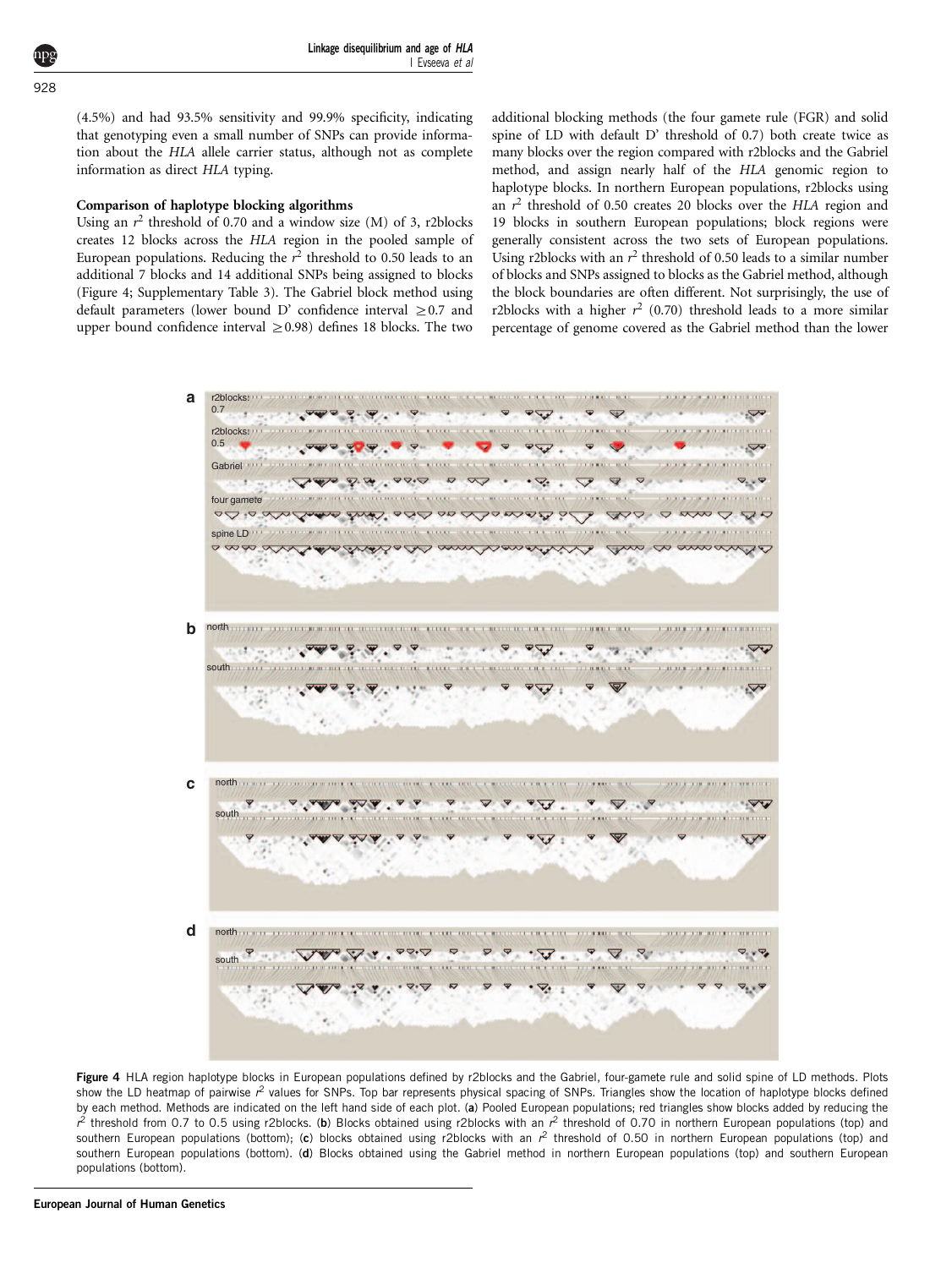(4.5%) and had 93.5% sensitivity and 99.9% specificity, indicating that genotyping even a small number of SNPs can provide information about the *HLA* allele carrier status, although not as complete information as direct *HLA* typing.

### Comparison of haplotype blocking algorithms

Using an $r^2$ threshold of 0.70 and a window size (M) of 3, r2blocks creates 12 blocks across the *HLA* region in the pooled sample of European populations. Reducing the $r^2$ threshold to 0.50 leads to an additional 7 blocks and 14 additional SNPs being assigned to blocks (Figure 4; Supplementary Table 3). The Gabriel block method using default parameters (lower bound D' confidence interval $\geq$0.7 and upper bound confidence interval $\geq$0.98) defines 18 blocks. The two additional blocking methods (the four gamete rule (FGR) and solid spine of LD with default D' threshold of 0.7) both create twice as many blocks over the region compared with r2blocks and the Gabriel method, and assign nearly half of the *HLA* genomic region to haplotype blocks. In northern European populations, r2blocks using an $r^2$ threshold of 0.50 creates 20 blocks over the *HLA* region and 19 blocks in southern European populations; block regions were generally consistent across the two sets of European populations. Using r2blocks with an $r^2$ threshold of 0.50 leads to a similar number of blocks and SNPs assigned to blocks as the Gabriel method, although the block boundaries are often different. Not surprisingly, the use of r2blocks with a higher $r^2$ (0.70) threshold leads to a more similar percentage of genome covered as the Gabriel method than the lower

**Figure 4** HLA region haplotype blocks in European populations defined by r2blocks and the Gabriel, four-gamete rule and solid spine of LD methods. Plots show the LD heatmap of pairwise $r^2$ values for SNPs. Top bar represents physical spacing of SNPs. Triangles show the location of haplotype blocks defined by each method. Methods are indicated on the left hand side of each plot. (**a**) Pooled European populations; red triangles show blocks added by reducing the $r^2$ threshold from 0.7 to 0.5 using r2blocks. (**b**) Blocks obtained using r2blocks with an $r^2$ threshold of 0.70 in northern European populations (top) and southern European populations (bottom); (**c**) blocks obtained using r2blocks with an $r^2$ threshold of 0.50 in northern European populations (top) and southern European populations (bottom). (**d**) Blocks obtained using the Gabriel method in northern European populations (top) and southern European populations (bottom).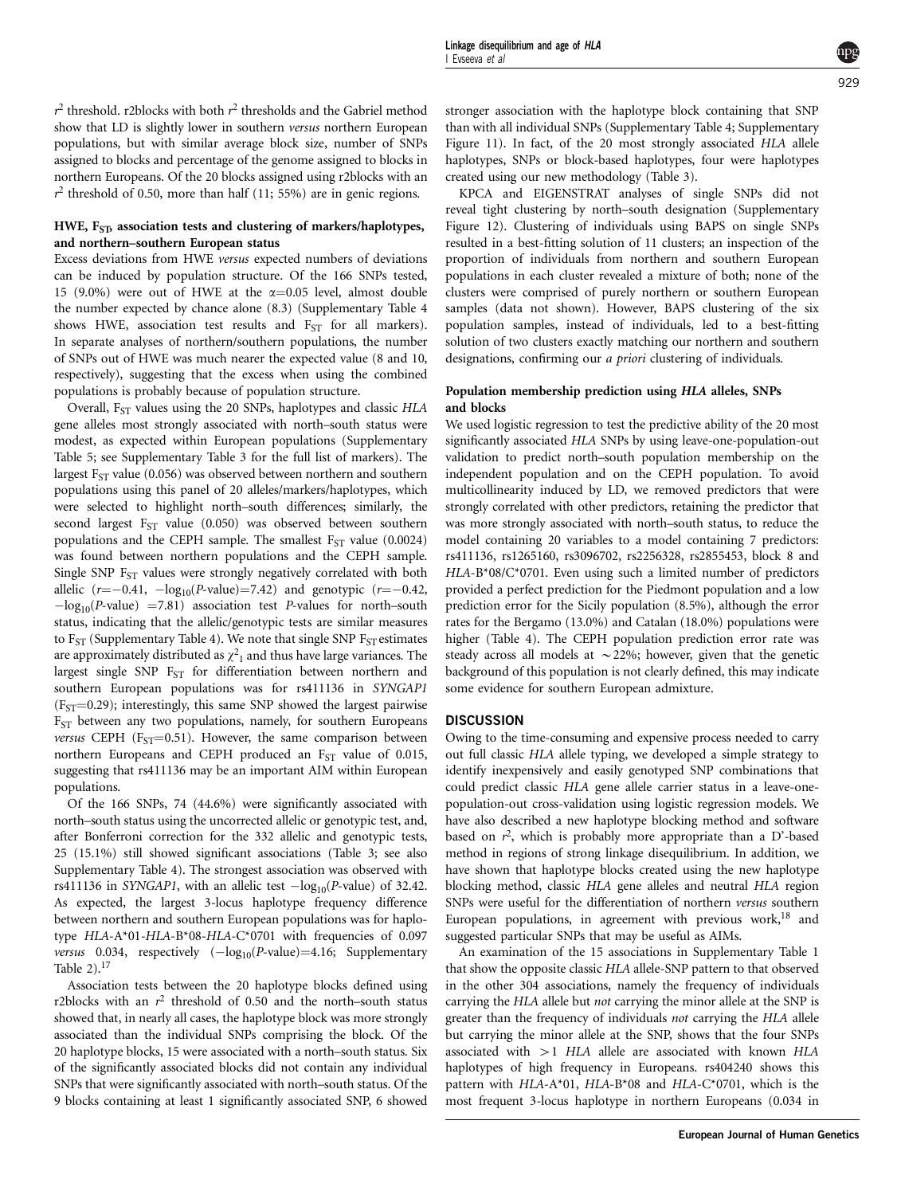$r^2$ threshold. r2blocks with both $r^2$ thresholds and the Gabriel method show that LD is slightly lower in southern *versus* northern European populations, but with similar average block size, number of SNPs assigned to blocks and percentage of the genome assigned to blocks in northern Europeans. Of the 20 blocks assigned using r2blocks with an $r^2$ threshold of 0.50, more than half (11; 55%) are in genic regions.

### HWE, $F_{ST}$, association tests and clustering of markers/haplotypes, and northern–southern European status

Excess deviations from HWE *versus* expected numbers of deviations can be induced by population structure. Of the 166 SNPs tested, 15 (9.0%) were out of HWE at the $\alpha=0.05$ level, almost double the number expected by chance alone (8.3) (Supplementary Table 4 shows HWE, association test results and $F_{ST}$ for all markers). In separate analyses of northern/southern populations, the number of SNPs out of HWE was much nearer the expected value (8 and 10, respectively), suggesting that the excess when using the combined populations is probably because of population structure.

Overall, $F_{ST}$ values using the 20 SNPs, haplotypes and classic *HLA* gene alleles most strongly associated with north–south status were modest, as expected within European populations (Supplementary Table 5; see Supplementary Table 3 for the full list of markers). The largest $F_{ST}$ value (0.056) was observed between northern and southern populations using this panel of 20 alleles/markers/haplotypes, which were selected to highlight north–south differences; similarly, the second largest $F_{ST}$ value (0.050) was observed between southern populations and the CEPH sample. The smallest $F_{ST}$ value (0.0024) was found between northern populations and the CEPH sample. Single SNP $F_{ST}$ values were strongly negatively correlated with both allelic ($r=-0.41$, $-\log_{10}$(*P*-value)=7.42) and genotypic ($r=-0.42$, $-\log_{10}$(*P*-value) =7.81) association test *P*-values for north–south status, indicating that the allelic/genotypic tests are similar measures to $F_{ST}$ (Supplementary Table 4). We note that single SNP $F_{ST}$ estimates are approximately distributed as $\chi^2_1$ and thus have large variances. The largest single SNP $F_{ST}$ for differentiation between northern and southern European populations was for rs411136 in *SYNGAP1* ($F_{ST}$=0.29); interestingly, this same SNP showed the largest pairwise $F_{ST}$ between any two populations, namely, for southern Europeans *versus* CEPH ($F_{ST}$=0.51). However, the same comparison between northern Europeans and CEPH produced an $F_{ST}$ value of 0.015, suggesting that rs411136 may be an important AIM within European populations.

Of the 166 SNPs, 74 (44.6%) were significantly associated with north–south status using the uncorrected allelic or genotypic test, and, after Bonferroni correction for the 332 allelic and genotypic tests, 25 (15.1%) still showed significant associations (Table 3; see also Supplementary Table 4). The strongest association was observed with rs411136 in *SYNGAP1*, with an allelic test $-\log_{10}$(*P*-value) of 32.42. As expected, the largest 3-locus haplotype frequency difference between northern and southern European populations was for haplotype *HLA*-A*01-*HLA*-B*08-*HLA*-C*0701 with frequencies of 0.097 *versus* 0.034, respectively ($-\log_{10}$(*P*-value)=4.16; Supplementary Table 2).[17]

Association tests between the 20 haplotype blocks defined using r2blocks with an $r^2$ threshold of 0.50 and the north–south status showed that, in nearly all cases, the haplotype block was more strongly associated than the individual SNPs comprising the block. Of the 20 haplotype blocks, 15 were associated with a north–south status. Six of the significantly associated blocks did not contain any individual SNPs that were significantly associated with north–south status. Of the 9 blocks containing at least 1 significantly associated SNP, 6 showed stronger association with the haplotype block containing that SNP than with all individual SNPs (Supplementary Table 4; Supplementary Figure 11). In fact, of the 20 most strongly associated *HLA* allele haplotypes, SNPs or block-based haplotypes, four were haplotypes created using our new methodology (Table 3).

KPCA and EIGENSTRAT analyses of single SNPs did not reveal tight clustering by north–south designation (Supplementary Figure 12). Clustering of individuals using BAPS on single SNPs resulted in a best-fitting solution of 11 clusters; an inspection of the proportion of individuals from northern and southern European populations in each cluster revealed a mixture of both; none of the clusters were comprised of purely northern or southern European samples (data not shown). However, BAPS clustering of the six population samples, instead of individuals, led to a best-fitting solution of two clusters exactly matching our northern and southern designations, confirming our *a priori* clustering of individuals.

### Population membership prediction using *HLA* alleles, SNPs and blocks

We used logistic regression to test the predictive ability of the 20 most significantly associated *HLA* SNPs by using leave-one-population-out validation to predict north–south population membership on the independent population and on the CEPH population. To avoid multicollinearity induced by LD, we removed predictors that were strongly correlated with other predictors, retaining the predictor that was more strongly associated with north–south status, to reduce the model containing 20 variables to a model containing 7 predictors: rs411136, rs1265160, rs3096702, rs2256328, rs2855453, block 8 and *HLA*-B*08/C*0701. Even using such a limited number of predictors provided a perfect prediction for the Piedmont population and a low prediction error for the Sicily population (8.5%), although the error rates for the Bergamo (13.0%) and Catalan (18.0%) populations were higher (Table 4). The CEPH population prediction error rate was steady across all models at ~22%; however, given that the genetic background of this population is not clearly defined, this may indicate some evidence for southern European admixture.

## DISCUSSION

Owing to the time-consuming and expensive process needed to carry out full classic *HLA* allele typing, we developed a simple strategy to identify inexpensively and easily genotyped SNP combinations that could predict classic *HLA* gene allele carrier status in a leave-one-population-out cross-validation using logistic regression models. We have also described a new haplotype blocking method and software based on $r^2$, which is probably more appropriate than a D'-based method in regions of strong linkage disequilibrium. In addition, we have shown that haplotype blocks created using the new haplotype blocking method, classic *HLA* gene alleles and neutral *HLA* region SNPs were useful for the differentiation of northern *versus* southern European populations, in agreement with previous work,[18] and suggested particular SNPs that may be useful as AIMs.

An examination of the 15 associations in Supplementary Table 1 that show the opposite classic *HLA* allele-SNP pattern to that observed in the other 304 associations, namely the frequency of individuals carrying the *HLA* allele but *not* carrying the minor allele at the SNP is greater than the frequency of individuals *not* carrying the *HLA* allele but carrying the minor allele at the SNP, shows that the four SNPs associated with >1 *HLA* allele are associated with known *HLA* haplotypes of high frequency in Europeans. rs404240 shows this pattern with *HLA*-A*01, *HLA*-B*08 and *HLA*-C*0701, which is the most frequent 3-locus haplotype in northern Europeans (0.034 in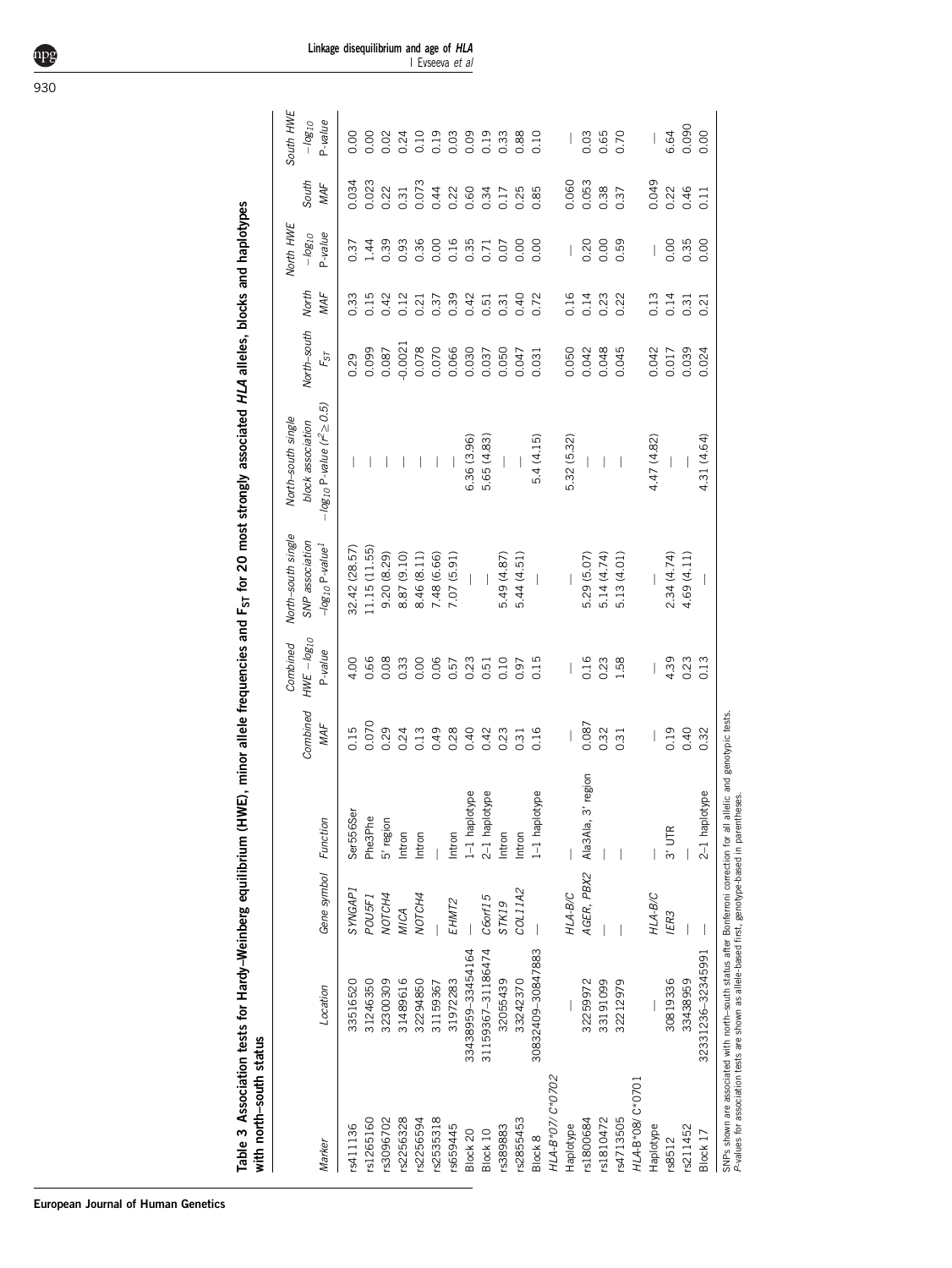**Table 3 Association tests for Hardy–Weinberg equilibrium (HWE), minor allele frequencies and $F_{ST}$ for 20 most strongly associated *HLA* alleles, blocks and haplotypes with north–south status**

| Marker | Location | Gene symbol | Function | Combined MAF | Combined HWE $-log_{10}$ P-value | North–south single SNP association $-log_{10}$ P-value[1] | North–south single block association $-log_{10}$ P-value ($r^2 \geq 0.5$) | North–south $F_{ST}$ | North MAF | North HWE $-log_{10}$ P-value | South MAF | South HWE $-log_{10}$ P-value |
|---|---|---|---|---|---|---|---|---|---|---|---|---|
| rs411136 | 33516520 | *SYNGAP1* | Ser556Ser | 0.15 | 4.00 | 32.42 (28.57) | — | 0.29 | 0.33 | 0.37 | 0.034 | 0.00 |
| rs1265160 | 31246350 | *POU5F1* | Phe3Phe | 0.070 | 0.66 | 11.15 (11.55) | — | 0.099 | 0.15 | 1.44 | 0.023 | 0.00 |
| rs3096702 | 32300309 | *NOTCH4* | 5′ region | 0.29 | 0.08 | 9.20 (8.29) | — | 0.087 | 0.42 | 0.39 | 0.22 | 0.02 |
| rs2256328 | 31489616 | *MICA* | Intron | 0.24 | 0.33 | 8.87 (9.10) | — | -0.0021 | 0.12 | 0.93 | 0.31 | 0.24 |
| rs2256594 | 32294850 | *NOTCH4* | Intron | 0.13 | 0.00 | 8.46 (8.11) | — | 0.078 | 0.21 | 0.36 | 0.073 | 0.10 |
| rs2535318 | 31159367 | — | — | 0.49 | 0.06 | 7.48 (6.66) | — | 0.070 | 0.37 | 0.00 | 0.44 | 0.19 |
| rs659445 | 31972283 | *EHMT2* | Intron | 0.28 | 0.57 | 7.07 (5.91) | — | 0.066 | 0.39 | 0.16 | 0.22 | 0.03 |
| Block 20 | 33438959–33454164 | — | 1–1 haplotype | 0.40 | 0.23 | — | 6.36 (3.96) | 0.030 | 0.42 | 0.35 | 0.60 | 0.09 |
| Block 10 | 31159367–31186474 | *C6orf15* | 2–1 haplotype | 0.42 | 0.51 | — | 5.65 (4.83) | 0.037 | 0.51 | 0.71 | 0.34 | 0.19 |
| rs389883 | 32055439 | *STK19* | Intron | 0.23 | 0.10 | 5.49 (4.87) | — | 0.050 | 0.31 | 0.07 | 0.17 | 0.33 |
| rs2855453 | 33242370 | *COL11A2* | Intron | 0.31 | 0.97 | 5.44 (4.51) | — | 0.047 | 0.40 | 0.00 | 0.25 | 0.88 |
| Block 8 | 30832409–30847883 | — | 1–1 haplotype | 0.16 | 0.15 | — | 5.4 (4.15) | 0.031 | 0.72 | 0.00 | 0.85 | 0.10 |
| *HLA-B\*07/ C\*0702* | | | | | | | | | | | | |
| Haplotype | — | *HLA-B/C* | — | — | — | — | 5.32 (5.32) | 0.050 | 0.16 | — | 0.060 | — |
| rs1800684 | 32259972 | *AGER, PBX2* | Ala3Ala, 3′ region | 0.087 | 0.16 | 5.29 (5.07) | — | 0.042 | 0.14 | 0.20 | 0.053 | 0.03 |
| rs1810472 | 33191099 | — | — | 0.32 | 0.23 | 5.14 (4.74) | — | 0.048 | 0.23 | 0.00 | 0.38 | 0.65 |
| rs4713505 | 32212979 | — | — | 0.31 | 1.58 | 5.13 (4.01) | — | 0.045 | 0.22 | 0.59 | 0.37 | 0.70 |
| *HLA-B\*08/ C\*0701* | | | | | | | | | | | | |
| Haplotype | — | *HLA-B/C* | — | — | — | — | 4.47 (4.82) | 0.042 | 0.13 | — | 0.049 | — |
| rs8512 | 30819336 | *IER3* | 3′ UTR | 0.19 | 4.39 | 2.34 (4.74) | — | 0.017 | 0.14 | 0.00 | 0.22 | 6.64 |
| rs211452 | 33438959 | — | — | 0.40 | 0.23 | 4.69 (4.11) | — | 0.039 | 0.31 | 0.35 | 0.46 | 0.090 |
| Block 17 | 32331236–32345991 | — | 2–1 haplotype | 0.32 | 0.13 | — | 4.31 (4.64) | 0.024 | 0.21 | 0.00 | 0.11 | 0.00 |

SNPs shown are associated with north–south status after Bonferroni correction for all allelic and genotypic tests.
*P*-values for association tests are shown as allele-based first, genotype-based in parentheses.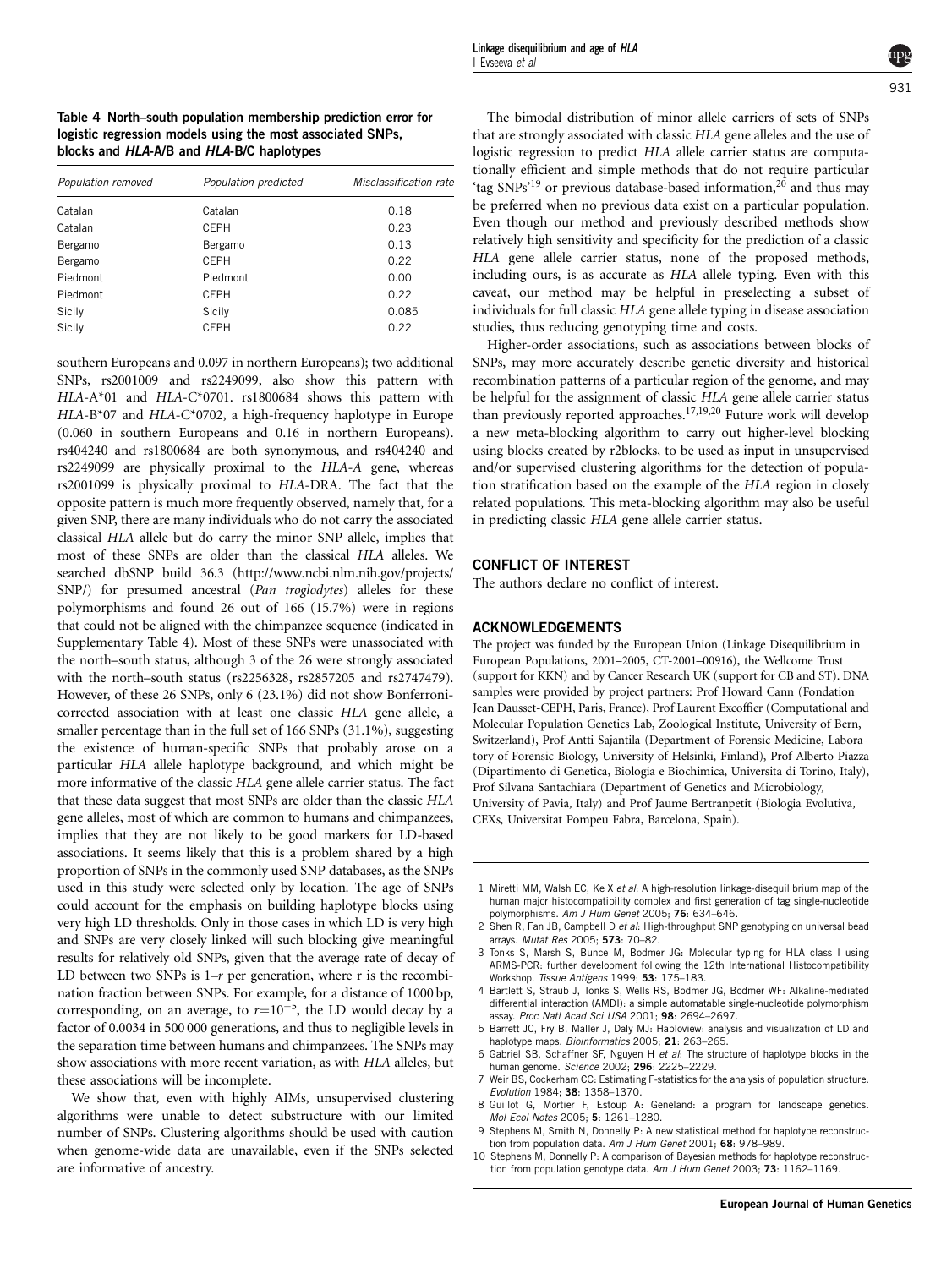**Table 4 North–south population membership prediction error for logistic regression models using the most associated SNPs, blocks and *HLA-A/B* and *HLA-B/C* haplotypes**

| *Population removed* | *Population predicted* | *Misclassification rate* |
|---|---|---|
| Catalan | Catalan | 0.18 |
| Catalan | CEPH | 0.23 |
| Bergamo | Bergamo | 0.13 |
| Bergamo | CEPH | 0.22 |
| Piedmont | Piedmont | 0.00 |
| Piedmont | CEPH | 0.22 |
| Sicily | Sicily | 0.085 |
| Sicily | CEPH | 0.22 |

southern Europeans and 0.097 in northern Europeans); two additional SNPs, rs2001009 and rs2249099, also show this pattern with *HLA-A\*01* and *HLA-C\*0701*. rs1800684 shows this pattern with *HLA-B\*07* and *HLA-C\*0702*, a high-frequency haplotype in Europe (0.060 in southern Europeans and 0.16 in northern Europeans). rs404240 and rs1800684 are both synonymous, and rs404240 and rs2249099 are physically proximal to the *HLA-A* gene, whereas rs2001099 is physically proximal to *HLA*-DRA. The fact that the opposite pattern is much more frequently observed, namely that, for a given SNP, there are many individuals who do not carry the associated classical *HLA* allele but do carry the minor SNP allele, implies that most of these SNPs are older than the classical *HLA* alleles. We searched dbSNP build 36.3 (http://www.ncbi.nlm.nih.gov/projects/SNP/) for presumed ancestral (*Pan troglodytes*) alleles for these polymorphisms and found 26 out of 166 (15.7%) were in regions that could not be aligned with the chimpanzee sequence (indicated in Supplementary Table 4). Most of these SNPs were unassociated with the north–south status, although 3 of the 26 were strongly associated with the north–south status (rs2256328, rs2857205 and rs2747479). However, of these 26 SNPs, only 6 (23.1%) did not show Bonferroni-corrected association with at least one classic *HLA* gene allele, a smaller percentage than in the full set of 166 SNPs (31.1%), suggesting the existence of human-specific SNPs that probably arose on a particular *HLA* allele haplotype background, and which might be more informative of the classic *HLA* gene allele carrier status. The fact that these data suggest that most SNPs are older than the classic *HLA* gene alleles, most of which are common to humans and chimpanzees, implies that they are not likely to be good markers for LD-based associations. It seems likely that this is a problem shared by a high proportion of SNPs in the commonly used SNP databases, as the SNPs used in this study were selected only by location. The age of SNPs could account for the emphasis on building haplotype blocks using very high LD thresholds. Only in those cases in which LD is very high and SNPs are very closely linked will such blocking give meaningful results for relatively old SNPs, given that the average rate of decay of LD between two SNPs is $1-r$ per generation, where r is the recombination fraction between SNPs. For example, for a distance of 1000 bp, corresponding, on an average, to $r=10^{-5}$, the LD would decay by a factor of 0.0034 in 500 000 generations, and thus to negligible levels in the separation time between humans and chimpanzees. The SNPs may show associations with more recent variation, as with *HLA* alleles, but these associations will be incomplete.

We show that, even with highly AIMs, unsupervised clustering algorithms were unable to detect substructure with our limited number of SNPs. Clustering algorithms should be used with caution when genome-wide data are unavailable, even if the SNPs selected are informative of ancestry.

The bimodal distribution of minor allele carriers of sets of SNPs that are strongly associated with classic *HLA* gene alleles and the use of logistic regression to predict *HLA* allele carrier status are computationally efficient and simple methods that do not require particular 'tag SNPs'[19] or previous database-based information,[20] and thus may be preferred when no previous data exist on a particular population. Even though our method and previously described methods show relatively high sensitivity and specificity for the prediction of a classic *HLA* gene allele carrier status, none of the proposed methods, including ours, is as accurate as *HLA* allele typing. Even with this caveat, our method may be helpful in preselecting a subset of individuals for full classic *HLA* gene allele typing in disease association studies, thus reducing genotyping time and costs.

Higher-order associations, such as associations between blocks of SNPs, may more accurately describe genetic diversity and historical recombination patterns of a particular region of the genome, and may be helpful for the assignment of classic *HLA* gene allele carrier status than previously reported approaches.[17,19,20] Future work will develop a new meta-blocking algorithm to carry out higher-level blocking using blocks created by r2blocks, to be used as input in unsupervised and/or supervised clustering algorithms for the detection of population stratification based on the example of the *HLA* region in closely related populations. This meta-blocking algorithm may also be useful in predicting classic *HLA* gene allele carrier status.

## CONFLICT OF INTEREST

The authors declare no conflict of interest.

## ACKNOWLEDGEMENTS

The project was funded by the European Union (Linkage Disequilibrium in European Populations, 2001–2005, CT-2001–00916), the Wellcome Trust (support for KKN) and by Cancer Research UK (support for CB and ST). DNA samples were provided by project partners: Prof Howard Cann (Fondation Jean Dausset-CEPH, Paris, France), Prof Laurent Excoffier (Computational and Molecular Population Genetics Lab, Zoological Institute, University of Bern, Switzerland), Prof Antti Sajantila (Department of Forensic Medicine, Laboratory of Forensic Biology, University of Helsinki, Finland), Prof Alberto Piazza (Dipartimento di Genetica, Biologia e Biochimica, Universita di Torino, Italy), Prof Silvana Santachiara (Department of Genetics and Microbiology, University of Pavia, Italy) and Prof Jaume Bertranpetit (Biologia Evolutiva, CEXs, Universitat Pompeu Fabra, Barcelona, Spain).

1. Miretti MM, Walsh EC, Ke X *et al*: A high-resolution linkage-disequilibrium map of the human major histocompatibility complex and first generation of tag single-nucleotide polymorphisms. *Am J Hum Genet* 2005; **76**: 634–646.
2. Shen R, Fan JB, Campbell D *et al*: High-throughput SNP genotyping on universal bead arrays. *Mutat Res* 2005; **573**: 70–82.
3. Tonks S, Marsh S, Bunce M, Bodmer JG: Molecular typing for HLA class I using ARMS-PCR: further development following the 12th International Histocompatibility Workshop. *Tissue Antigens* 1999; **53**: 175–183.
4. Bartlett S, Straub J, Tonks S, Wells RS, Bodmer JG, Bodmer WF: Alkaline-mediated differential interaction (AMDI): a simple automatable single-nucleotide polymorphism assay. *Proc Natl Acad Sci USA* 2001; **98**: 2694–2697.
5. Barrett JC, Fry B, Maller J, Daly MJ: Haploview: analysis and visualization of LD and haplotype maps. *Bioinformatics* 2005; **21**: 263–265.
6. Gabriel SB, Schaffner SF, Nguyen H *et al*: The structure of haplotype blocks in the human genome. *Science* 2002; **296**: 2225–2229.
7. Weir BS, Cockerham CC: Estimating F-statistics for the analysis of population structure. *Evolution* 1984; **38**: 1358–1370.
8. Guillot G, Mortier F, Estoup A: Geneland: a program for landscape genetics. *Mol Ecol Notes* 2005; **5**: 1261–1280.
9. Stephens M, Smith N, Donnelly P: A new statistical method for haplotype reconstruction from population data. *Am J Hum Genet* 2001; **68**: 978–989.
10. Stephens M, Donnelly P: A comparison of Bayesian methods for haplotype reconstruction from population genotype data. *Am J Hum Genet* 2003; **73**: 1162–1169.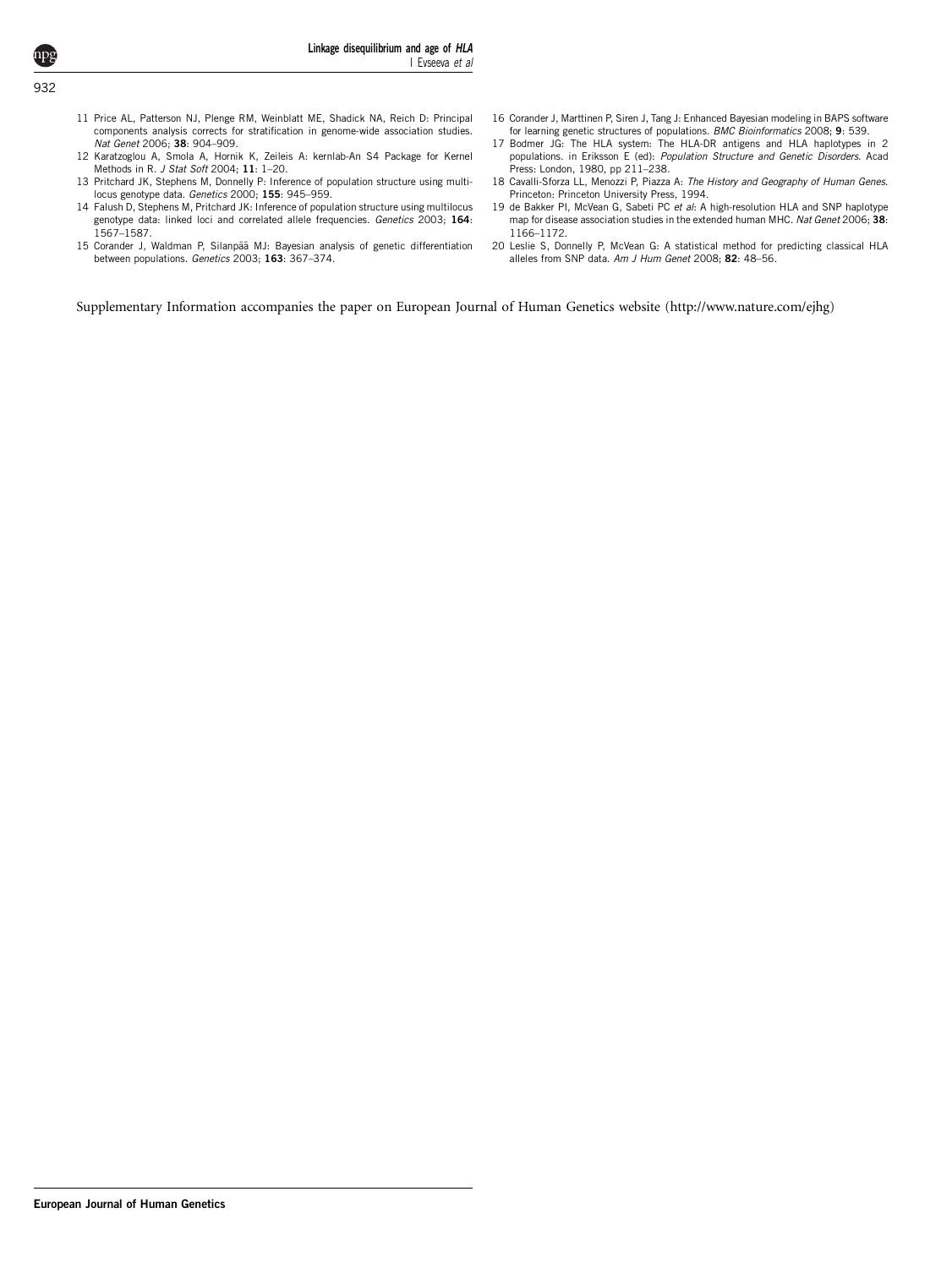11 Price AL, Patterson NJ, Plenge RM, Weinblatt ME, Shadick NA, Reich D: Principal components analysis corrects for stratification in genome-wide association studies. *Nat Genet* 2006; **38**: 904–909.

12 Karatzoglou A, Smola A, Hornik K, Zeileis A: kernlab-An S4 Package for Kernel Methods in R. *J Stat Soft* 2004; **11**: 1–20.

13 Pritchard JK, Stephens M, Donnelly P: Inference of population structure using multilocus genotype data. *Genetics* 2000; **155**: 945–959.

14 Falush D, Stephens M, Pritchard JK: Inference of population structure using multilocus genotype data: linked loci and correlated allele frequencies. *Genetics* 2003; **164**: 1567–1587.

15 Corander J, Waldman P, Silanpää MJ: Bayesian analysis of genetic differentiation between populations. *Genetics* 2003; **163**: 367–374.

16 Corander J, Marttinen P, Siren J, Tang J: Enhanced Bayesian modeling in BAPS software for learning genetic structures of populations. *BMC Bioinformatics* 2008; **9**: 539.

17 Bodmer JG: The HLA system: The HLA-DR antigens and HLA haplotypes in 2 populations. in Eriksson E (ed): *Population Structure and Genetic Disorders*. Acad Press: London, 1980, pp 211–238.

18 Cavalli-Sforza LL, Menozzi P, Piazza A: *The History and Geography of Human Genes*. Princeton: Princeton University Press, 1994.

19 de Bakker PI, McVean G, Sabeti PC *et al*: A high-resolution HLA and SNP haplotype map for disease association studies in the extended human MHC. *Nat Genet* 2006; **38**: 1166–1172.

20 Leslie S, Donnelly P, McVean G: A statistical method for predicting classical HLA alleles from SNP data. *Am J Hum Genet* 2008; **82**: 48–56.

Supplementary Information accompanies the paper on European Journal of Human Genetics website (http://www.nature.com/ejhg)